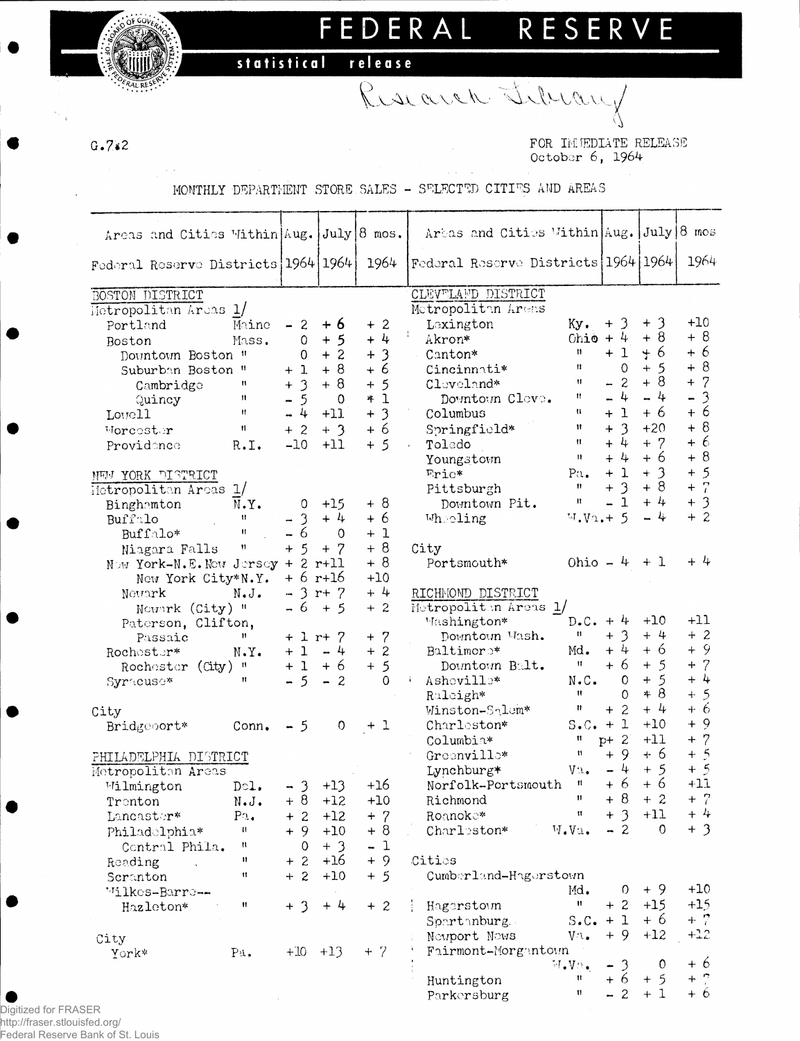# FEDERAL RESERVE

**statistical release**

Research Library

G.7.2

FOR IMMEDIATE RELEASE
October 6, 1964

## MONTHLY DEPARTMENT STORE SALES - SELECTED CITIES AND AREAS

| Areas and Cities Within Federal Reserve Districts | | Aug. 1964 | July 1964 | 8 mos. 1964 |
|---|---|---|---|---|
| **BOSTON DISTRICT** | | | | |
| Metropolitan Areas 1/ | | | | |
| Portland | Maine | - 2 | + 6 | + 2 |
| Boston | Mass. | 0 | + 5 | + 4 |
| Downtown Boston | " | 0 | + 2 | + 3 |
| Suburban Boston | " | + 1 | + 8 | + 6 |
| Cambridge | " | + 3 | + 8 | + 5 |
| Quincy | " | - 5 | 0 | + 1 |
| Lowell | " | - 4 | +11 | + 3 |
| Worcester | " | + 2 | + 3 | + 6 |
| Providence | R.I. | -10 | +11 | + 5 |
| **NEW YORK DISTRICT** | | | | |
| Metropolitan Areas 1/ | | | | |
| Binghamton | N.Y. | 0 | +15 | + 8 |
| Buffalo | " | - 3 | + 4 | + 6 |
| Buffalo* | " | - 6 | 0 | + 1 |
| Niagara Falls | " | + 5 | + 7 | + 8 |
| New York-N.E. New Jersey | | + 2 | r+11 | + 8 |
| New York City* | N.Y. | + 6 | r+16 | +10 |
| Newark | N.J. | - 3 | r+ 7 | + 4 |
| Newark (City) | " | - 6 | + 5 | + 2 |
| Paterson, Clifton, Passaic | " | + 1 | r+ 7 | + 7 |
| Rochester* | N.Y. | + 1 | - 4 | + 2 |
| Rochester (City) | " | + 1 | + 6 | + 5 |
| Syracuse* | " | - 5 | - 2 | 0 |
| City | | | | |
| Bridgeport* | Conn. | - 5 | 0 | + 1 |
| **PHILADELPHIA DISTRICT** | | | | |
| Metropolitan Areas | | | | |
| Wilmington | Del. | - 3 | +13 | +16 |
| Trenton | N.J. | + 8 | +12 | +10 |
| Lancaster* | Pa. | + 2 | +12 | + 7 |
| Philadelphia* | " | + 9 | +10 | + 8 |
| Central Phila. | " | 0 | + 3 | - 1 |
| Reading | " | + 2 | +16 | + 9 |
| Scranton | " | + 2 | +10 | + 5 |
| Wilkes-Barre--Hazleton* | " | + 3 | + 4 | + 2 |
| City | | | | |
| York* | Pa. | +10 | +13 | + 7 |
| **CLEVELAND DISTRICT** | | | | |
| Metropolitan Areas | | | | |
| Lexington | Ky. | + 3 | + 3 | +10 |
| Akron* | Ohio | + 4 | + 8 | + 8 |
| Canton* | " | + 1 | + 6 | + 6 |
| Cincinnati* | " | 0 | + 5 | + 8 |
| Cleveland* | " | - 2 | + 8 | + 7 |
| Downtown Cleve. | " | - 4 | - 4 | - 3 |
| Columbus | " | + 1 | + 6 | + 6 |
| Springfield* | " | + 3 | +20 | + 8 |
| Toledo | " | + 4 | + 7 | + 6 |
| Youngstown | " | + 4 | + 6 | + 8 |
| Erie* | Pa. | + 1 | + 3 | + 5 |
| Pittsburgh | " | + 3 | + 8 | + 7 |
| Downtown Pit. | " | - 1 | + 4 | + 3 |
| Wheeling | W.Va. | + 5 | - 4 | + 2 |
| City | | | | |
| Portsmouth* | Ohio | - 4 | + 1 | + 4 |
| **RICHMOND DISTRICT** | | | | |
| Metropolitan Areas 1/ | | | | |
| Washington* | D.C. | + 4 | +10 | +11 |
| Downtown Wash. | " | + 3 | + 4 | + 2 |
| Baltimore* | Md. | + 4 | + 6 | + 9 |
| Downtown Balt. | " | + 6 | + 6 | + 7 |
| Asheville* | N.C. | 0 | + 5 | + 4 |
| Raleigh* | " | 0 | + 8 | + 5 |
| Winston-Salem* | " | + 2 | + 4 | + 6 |
| Charleston* | S.C. | + 1 | +10 | + 9 |
| Columbia* | " | p+ 2 | +11 | + 7 |
| Greenville* | " | + 9 | + 6 | + 5 |
| Lynchburg* | Va. | - 4 | + 5 | + 5 |
| Norfolk-Portsmouth | " | + 6 | + 6 | +11 |
| Richmond | " | + 8 | + 2 | + 7 |
| Roanoke* | " | + 3 | +11 | + 4 |
| Charleston* | W.Va. | - 2 | 0 | + 3 |
| Cities | | | | |
| Cumberland-Hagerstown | Md. | 0 | + 9 | +10 |
| Hagerstown | " | + 2 | +15 | +15 |
| Spartanburg | S.C. | + 1 | + 6 | + 7 |
| Newport News | Va. | + 9 | +12 | +12 |
| Fairmont-Morgantown | W.Va. | - 3 | 0 | + 6 |
| Huntington | " | + 6 | + 5 | + 7 |
| Parkersburg | " | - 2 | + 1 | + 6 |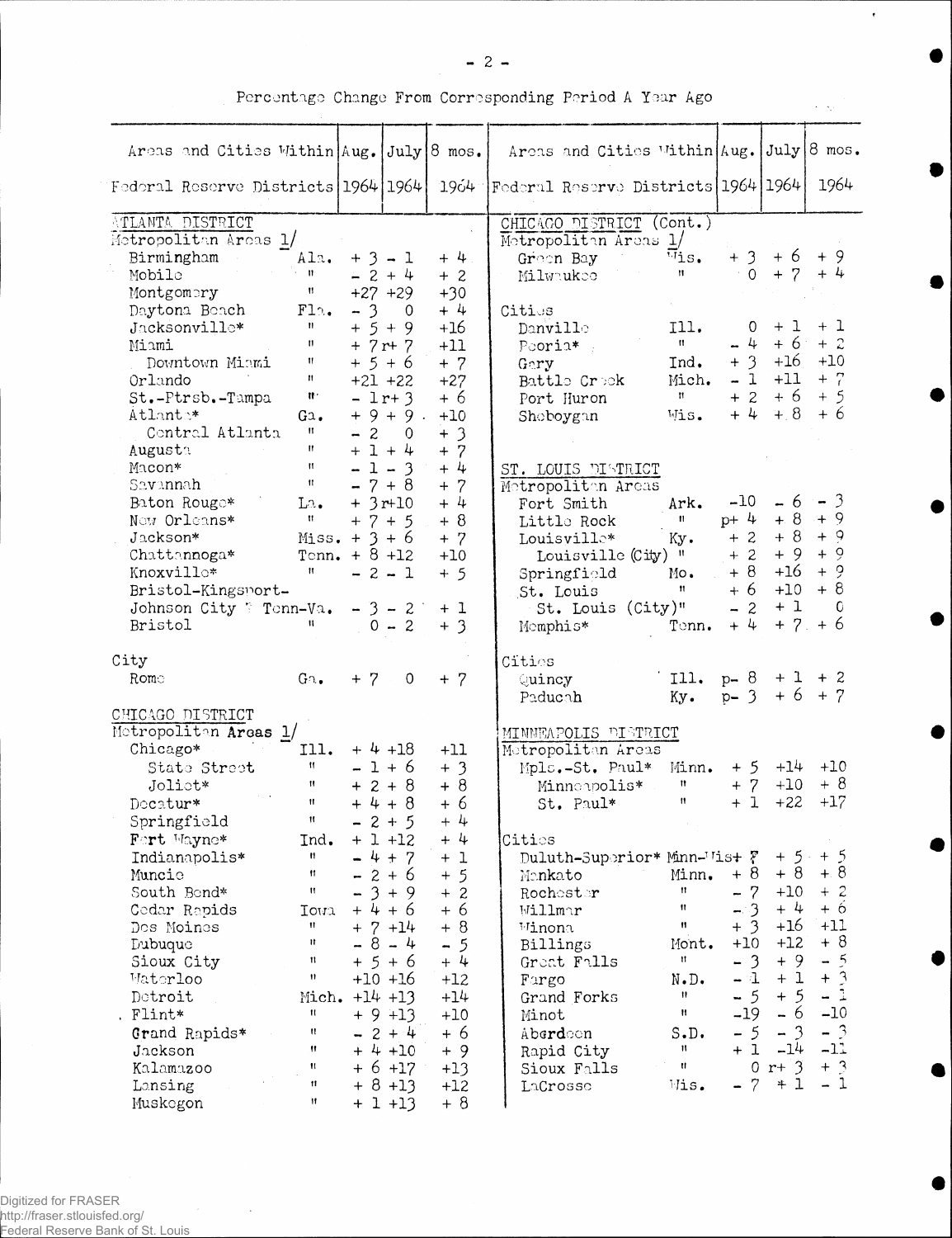Percentage Change From Corresponding Period A Year Ago

| Areas and Cities Within Federal Reserve Districts | | Aug. 1964 | July 1964 | 8 mos. 1964 |
|---|---|---|---|---|
| **ATLANTA DISTRICT** | | | | |
| Metropolitan Areas 1/ | | | | |
| Birmingham | Ala. | + 3 | - 1 | + 4 |
| Mobile | " | - 2 | + 4 | + 2 |
| Montgomery | " | +27 | +29 | +30 |
| Daytona Beach | Fla. | - 3 | 0 | + 4 |
| Jacksonville* | " | + 5 | + 9 | +16 |
| Miami | " | + 7 | r+ 7 | +11 |
| Downtown Miami | " | + 5 | + 6 | + 7 |
| Orlando | " | +21 | +22 | +27 |
| St.-Ptrsb.-Tampa | " | - 1 | r+ 3 | + 6 |
| Atlanta* | Ga. | + 9 | + 9 | +10 |
| Central Atlanta | " | - 2 | 0 | + 3 |
| Augusta | " | + 1 | + 4 | + 7 |
| Macon* | " | - 1 | - 3 | + 4 |
| Savannah | " | - 7 | + 8 | + 7 |
| Baton Rouge* | La. | + 3 | r+10 | + 4 |
| New Orleans* | " | + 7 | + 5 | + 8 |
| Jackson* | Miss. | + 3 | + 6 | + 7 |
| Chattanooga* | Tenn. | + 8 | +12 | +10 |
| Knoxville* | " | - 2 | - 1 | + 5 |
| Bristol-Kingsport-Johnson City | Tenn-Va. | - 3 | - 2 | + 1 |
| Bristol | " | 0 | - 2 | + 3 |
| City | | | | |
| Rome | Ga. | + 7 | 0 | + 7 |
| **CHICAGO DISTRICT** | | | | |
| Metropolitan Areas 1/ | | | | |
| Chicago* | Ill. | + 4 | +18 | +11 |
| State Street | " | - 1 | + 6 | + 3 |
| Joliet* | " | + 2 | + 8 | + 8 |
| Decatur* | " | + 4 | + 8 | + 6 |
| Springfield | " | - 2 | + 5 | + 4 |
| Fort Wayne* | Ind. | + 1 | +12 | + 4 |
| Indianapolis* | " | - 4 | + 7 | + 1 |
| Muncie | " | - 2 | + 6 | + 5 |
| South Bend* | " | - 3 | + 9 | + 2 |
| Cedar Rapids | Iowa | + 4 | + 6 | + 6 |
| Des Moines | " | + 7 | +14 | + 8 |
| Dubuque | " | - 8 | - 4 | - 5 |
| Sioux City | " | + 5 | + 6 | + 4 |
| Waterloo | " | +10 | +16 | +12 |
| Detroit | Mich. | +14 | +13 | +14 |
| Flint* | " | + 9 | +13 | +10 |
| Grand Rapids* | " | - 2 | + 4 | + 6 |
| Jackson | " | + 4 | +10 | + 9 |
| Kalamazoo | " | + 6 | +17 | +13 |
| Lansing | " | + 8 | +13 | +12 |
| Muskegon | " | + 1 | +13 | + 8 |
| **CHICAGO DISTRICT (Cont.)** | | | | |
| Metropolitan Areas 1/ | | | | |
| Green Bay | Wis. | + 3 | + 6 | + 9 |
| Milwaukee | " | 0 | + 7 | + 4 |
| Cities | | | | |
| Danville | Ill. | 0 | + 1 | + 1 |
| Peoria* | " | - 4 | + 6 | + 2 |
| Gary | Ind. | + 3 | +16 | +10 |
| Battle Creek | Mich. | - 1 | +11 | + 7 |
| Port Huron | " | + 2 | + 6 | + 5 |
| Sheboygan | Wis. | + 4 | + 8 | + 6 |
| **ST. LOUIS DISTRICT** | | | | |
| Metropolitan Areas | | | | |
| Fort Smith | Ark. | -10 | - 6 | - 3 |
| Little Rock | " | p+ 4 | + 8 | + 9 |
| Louisville* | Ky. | + 2 | + 8 | + 9 |
| Louisville (City) | " | + 2 | + 9 | + 9 |
| Springfield | Mo. | + 8 | +16 | + 9 |
| St. Louis | " | + 6 | +10 | + 8 |
| St. Louis (City) | " | - 2 | + 1 | 0 |
| Memphis* | Tenn. | + 4 | + 7 | + 6 |
| Cities | | | | |
| Quincy | Ill. | p- 8 | + 1 | + 2 |
| Paducah | Ky. | p- 3 | + 6 | + 7 |
| **MINNEAPOLIS DISTRICT** | | | | |
| Metropolitan Areas | | | | |
| Mpls.-St. Paul* | Minn. | + 5 | +14 | +10 |
| Minneapolis* | " | + 7 | +10 | + 8 |
| St. Paul* | " | + 1 | +22 | +17 |
| Cities | | | | |
| Duluth-Superior* | Minn-Wis | + 7 | + 5 | + 5 |
| Mankato | Minn. | + 8 | + 8 | + 8 |
| Rochester | " | - 7 | +10 | + 2 |
| Willmar | " | - 3 | + 4 | + 6 |
| Winona | " | + 3 | +16 | +11 |
| Billings | Mont. | +10 | +12 | + 8 |
| Great Falls | " | - 3 | + 9 | - 5 |
| Fargo | N.D. | - 1 | + 1 | + 3 |
| Grand Forks | " | - 5 | + 5 | - 1 |
| Minot | " | -19 | - 6 | -10 |
| Aberdeen | S.D. | - 5 | - 3 | - 3 |
| Rapid City | " | + 1 | -14 | -11 |
| Sioux Falls | " | 0 | r+ 3 | + 3 |
| LaCrosse | Wis. | - 7 | + 1 | - 1 |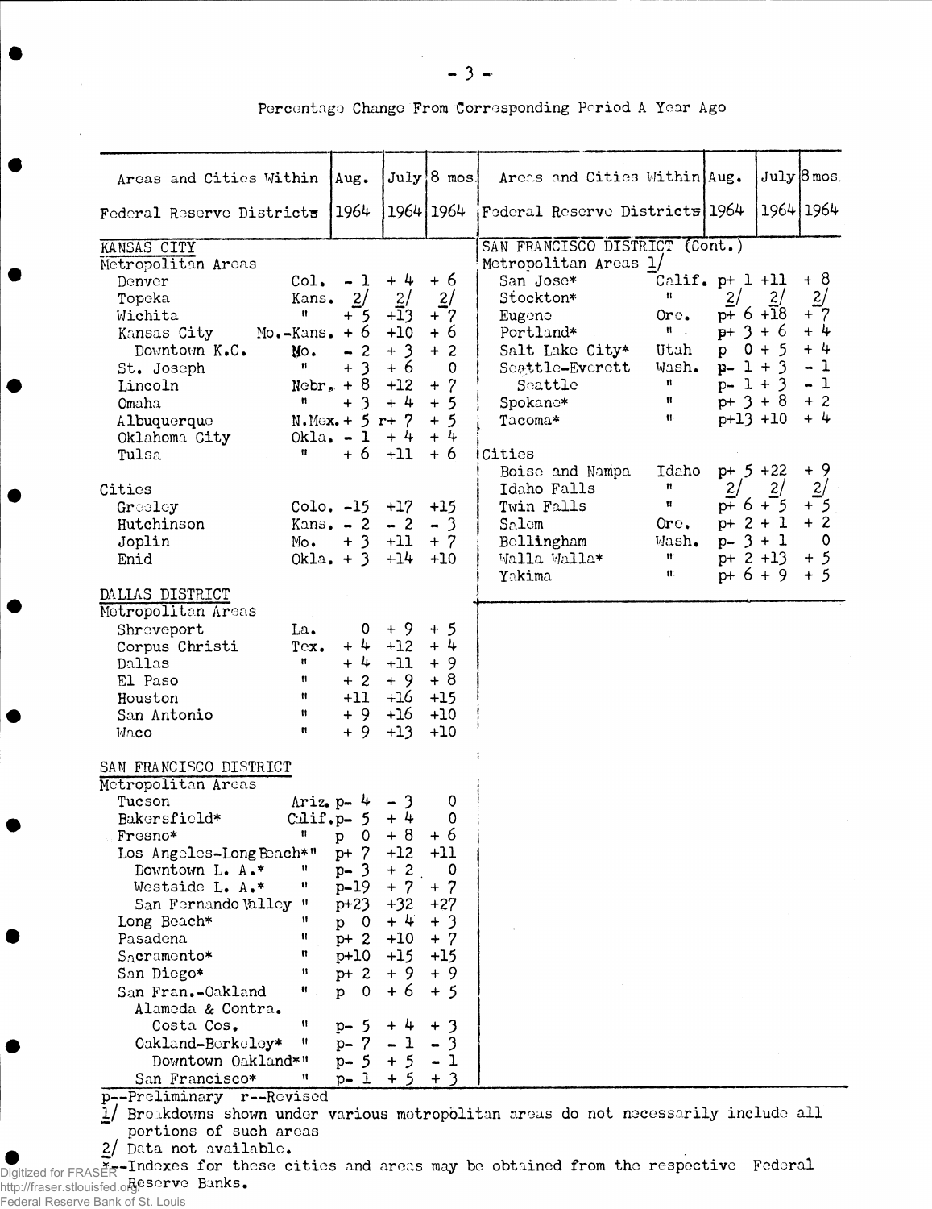Percentage Change From Corresponding Period A Year Ago

| Areas and Cities Within Federal Reserve Districts | | Aug. 1964 | July 1964 | 8 mos. 1964 |
|---|---|---|---|---|
| **KANSAS CITY** | | | | |
| Metropolitan Areas | | | | |
| Denver | Col. | - 1 | + 4 | + 6 |
| Topeka | Kans. | 2/ | 2/ | 2/ |
| Wichita | " | + 5 | +13 | + 7 |
| Kansas City | Mo.-Kans. | + 6 | +10 | + 6 |
| Downtown K.C. | Mo. | - 2 | + 3 | + 2 |
| St. Joseph | " | + 3 | + 6 | 0 |
| Lincoln | Nebr. | + 8 | +12 | + 7 |
| Omaha | " | + 3 | + 4 | + 5 |
| Albuquerque | N.Mex. | + 5 | r+ 7 | + 5 |
| Oklahoma City | Okla. | - 1 | + 4 | + 4 |
| Tulsa | " | + 6 | +11 | + 6 |
| Cities | | | | |
| Greeley | Colo. | -15 | +17 | +15 |
| Hutchinson | Kans. | - 2 | - 2 | - 3 |
| Joplin | Mo. | + 3 | +11 | + 7 |
| Enid | Okla. | + 3 | +14 | +10 |
| **DALLAS DISTRICT** | | | | |
| Metropolitan Areas | | | | |
| Shreveport | La. | 0 | + 9 | + 5 |
| Corpus Christi | Tex. | + 4 | +12 | + 4 |
| Dallas | " | + 4 | +11 | + 9 |
| El Paso | " | + 2 | + 9 | + 8 |
| Houston | " | +11 | +16 | +15 |
| San Antonio | " | + 9 | +16 | +10 |
| Waco | " | + 9 | +13 | +10 |
| **SAN FRANCISCO DISTRICT** | | | | |
| Metropolitan Areas | | | | |
| Tucson | Ariz. | p- 4 | - 3 | 0 |
| Bakersfield* | Calif. | p- 5 | + 4 | 0 |
| Fresno* | " | p 0 | + 8 | + 6 |
| Los Angeles-Long Beach* | " | p+ 7 | +12 | +11 |
| Downtown L. A.* | " | p- 3 | + 2 | 0 |
| Westside L. A.* | " | p-19 | + 7 | + 7 |
| San Fernando Valley | " | p+23 | +32 | +27 |
| Long Beach* | " | p 0 | + 4 | + 3 |
| Pasadena | " | p+ 2 | +10 | + 7 |
| Sacramento* | " | p+10 | +15 | +15 |
| San Diego* | " | p+ 2 | + 9 | + 9 |
| San Fran.-Oakland | " | p 0 | + 6 | + 5 |
| Alameda & Contra. Costa Cos. | " | p- 5 | + 4 | + 3 |
| Oakland-Berkeley* | " | p- 7 | - 1 | - 3 |
| Downtown Oakland* | " | p- 5 | + 5 | - 1 |
| San Francisco* | " | p- 1 | + 5 | + 3 |
| **SAN FRANCISCO DISTRICT (Cont.)** | | | | |
| Metropolitan Areas 1/ | | | | |
| San Jose* | Calif. | p+ 1 | +11 | + 8 |
| Stockton* | " | 2/ | 2/ | 2/ |
| Eugene | Ore. | p+ 6 | +18 | + 7 |
| Portland* | " | p+ 3 | + 6 | + 4 |
| Salt Lake City* | Utah | p 0 | + 5 | + 4 |
| Seattle-Everett | Wash. | p- 1 | + 3 | - 1 |
| Seattle | " | p- 1 | + 3 | - 1 |
| Spokane* | " | p+ 3 | + 8 | + 2 |
| Tacoma* | " | p+13 | +10 | + 4 |
| Cities | | | | |
| Boise and Nampa | Idaho | p+ 5 | +22 | + 9 |
| Idaho Falls | " | 2/ | 2/ | 2/ |
| Twin Falls | " | p+ 6 | + 5 | + 5 |
| Salem | Ore. | p+ 2 | + 1 | + 2 |
| Bellingham | Wash. | p- 3 | + 1 | 0 |
| Walla Walla* | " | p+ 2 | +13 | + 5 |
| Yakima | " | p+ 6 | + 9 | + 5 |

p--Preliminary r--Revised

1/ Breakdowns shown under various metropolitan areas do not necessarily include all portions of such areas

2/ Data not available.

*--Indexes for these cities and areas may be obtained from the respective Federal Reserve Banks.